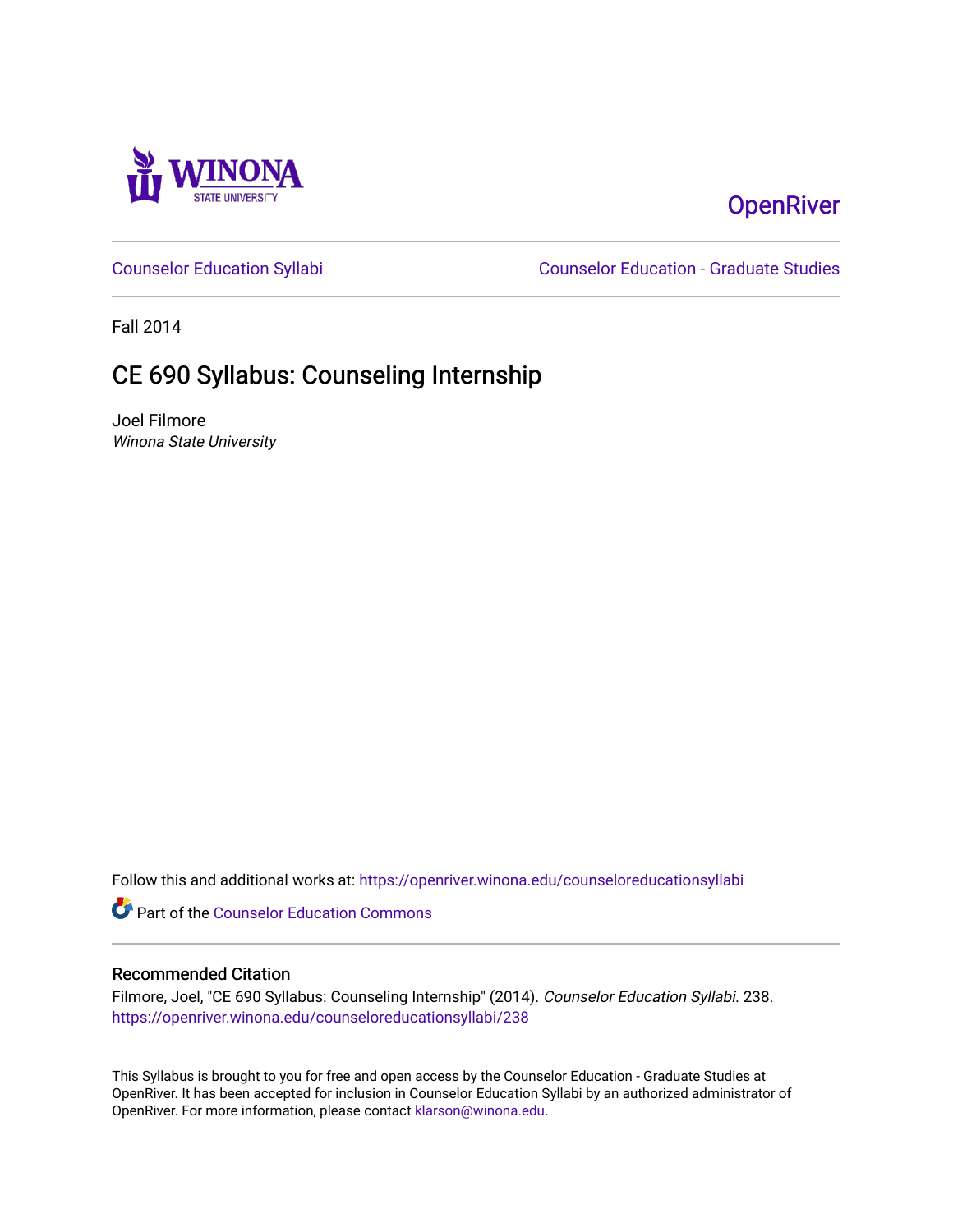OpenRiver

Counselor Education Syllabi | Counselor Education - Graduate Studies

Fall 2014

# CE 690 Syllabus: Counseling Internship

Joel Filmore
*Winona State University*

Follow this and additional works at: https://openriver.winona.edu/counseloreducationsyllabi

Part of the Counselor Education Commons

## Recommended Citation

Filmore, Joel, "CE 690 Syllabus: Counseling Internship" (2014). *Counselor Education Syllabi*. 238.
https://openriver.winona.edu/counseloreducationsyllabi/238

This Syllabus is brought to you for free and open access by the Counselor Education - Graduate Studies at OpenRiver. It has been accepted for inclusion in Counselor Education Syllabi by an authorized administrator of OpenRiver. For more information, please contact klarson@winona.edu.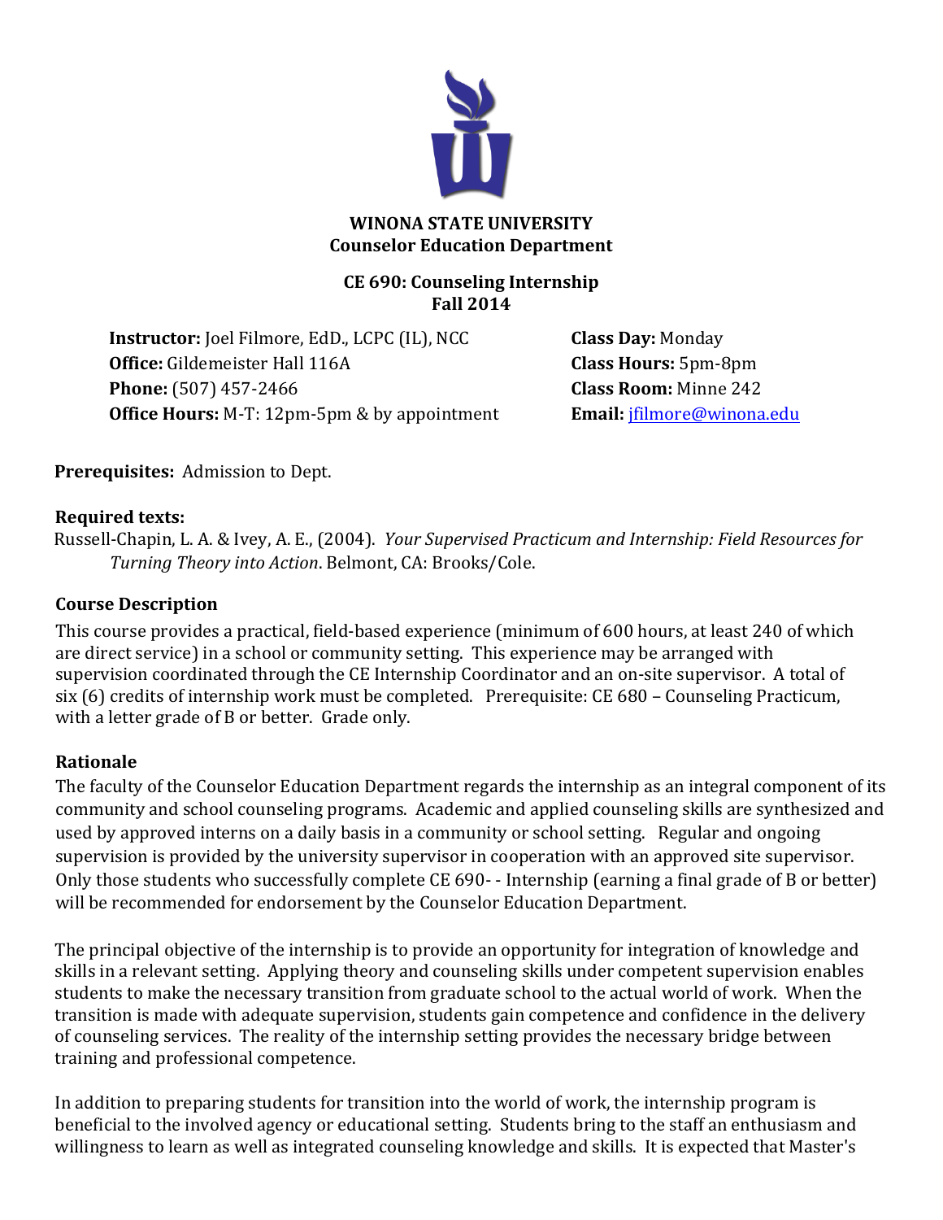**WINONA STATE UNIVERSITY**
**Counselor Education Department**

**CE 690: Counseling Internship**
**Fall 2014**

**Instructor:** Joel Filmore, EdD., LCPC (IL), NCC
**Office:** Gildemeister Hall 116A
**Phone:** (507) 457-2466
**Office Hours:** M-T: 12pm-5pm & by appointment

**Class Day:** Monday
**Class Hours:** 5pm-8pm
**Class Room:** Minne 242
**Email:** jfilmore@winona.edu

**Prerequisites:** Admission to Dept.

**Required texts:**
Russell-Chapin, L. A. & Ivey, A. E., (2004). *Your Supervised Practicum and Internship: Field Resources for Turning Theory into Action*. Belmont, CA: Brooks/Cole.

## Course Description

This course provides a practical, field-based experience (minimum of 600 hours, at least 240 of which are direct service) in a school or community setting. This experience may be arranged with supervision coordinated through the CE Internship Coordinator and an on-site supervisor. A total of six (6) credits of internship work must be completed. Prerequisite: CE 680 – Counseling Practicum, with a letter grade of B or better. Grade only.

## Rationale

The faculty of the Counselor Education Department regards the internship as an integral component of its community and school counseling programs. Academic and applied counseling skills are synthesized and used by approved interns on a daily basis in a community or school setting. Regular and ongoing supervision is provided by the university supervisor in cooperation with an approved site supervisor. Only those students who successfully complete CE 690- - Internship (earning a final grade of B or better) will be recommended for endorsement by the Counselor Education Department.

The principal objective of the internship is to provide an opportunity for integration of knowledge and skills in a relevant setting. Applying theory and counseling skills under competent supervision enables students to make the necessary transition from graduate school to the actual world of work. When the transition is made with adequate supervision, students gain competence and confidence in the delivery of counseling services. The reality of the internship setting provides the necessary bridge between training and professional competence.

In addition to preparing students for transition into the world of work, the internship program is beneficial to the involved agency or educational setting. Students bring to the staff an enthusiasm and willingness to learn as well as integrated counseling knowledge and skills. It is expected that Master's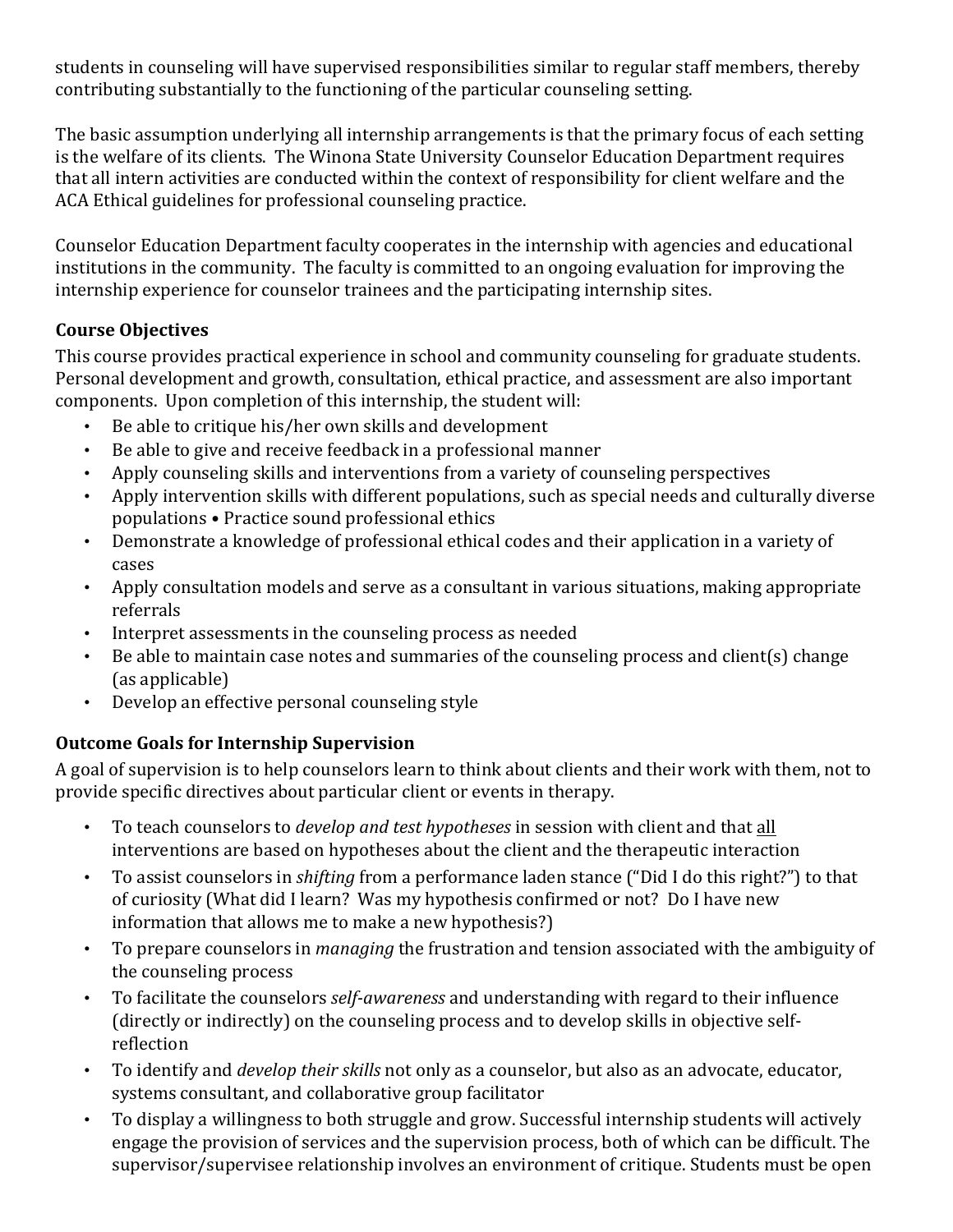students in counseling will have supervised responsibilities similar to regular staff members, thereby contributing substantially to the functioning of the particular counseling setting.

The basic assumption underlying all internship arrangements is that the primary focus of each setting is the welfare of its clients. The Winona State University Counselor Education Department requires that all intern activities are conducted within the context of responsibility for client welfare and the ACA Ethical guidelines for professional counseling practice.

Counselor Education Department faculty cooperates in the internship with agencies and educational institutions in the community. The faculty is committed to an ongoing evaluation for improving the internship experience for counselor trainees and the participating internship sites.

### Course Objectives

This course provides practical experience in school and community counseling for graduate students. Personal development and growth, consultation, ethical practice, and assessment are also important components. Upon completion of this internship, the student will:

- Be able to critique his/her own skills and development
- Be able to give and receive feedback in a professional manner
- Apply counseling skills and interventions from a variety of counseling perspectives
- Apply intervention skills with different populations, such as special needs and culturally diverse populations • Practice sound professional ethics
- Demonstrate a knowledge of professional ethical codes and their application in a variety of cases
- Apply consultation models and serve as a consultant in various situations, making appropriate referrals
- Interpret assessments in the counseling process as needed
- Be able to maintain case notes and summaries of the counseling process and client(s) change (as applicable)
- Develop an effective personal counseling style

### Outcome Goals for Internship Supervision

A goal of supervision is to help counselors learn to think about clients and their work with them, not to provide specific directives about particular client or events in therapy.

- To teach counselors to *develop and test hypotheses* in session with client and that <u>all</u> interventions are based on hypotheses about the client and the therapeutic interaction
- To assist counselors in *shifting* from a performance laden stance ("Did I do this right?") to that of curiosity (What did I learn? Was my hypothesis confirmed or not? Do I have new information that allows me to make a new hypothesis?)
- To prepare counselors in *managing* the frustration and tension associated with the ambiguity of the counseling process
- To facilitate the counselors *self-awareness* and understanding with regard to their influence (directly or indirectly) on the counseling process and to develop skills in objective self-reflection
- To identify and *develop their skills* not only as a counselor, but also as an advocate, educator, systems consultant, and collaborative group facilitator
- To display a willingness to both struggle and grow. Successful internship students will actively engage the provision of services and the supervision process, both of which can be difficult. The supervisor/supervisee relationship involves an environment of critique. Students must be open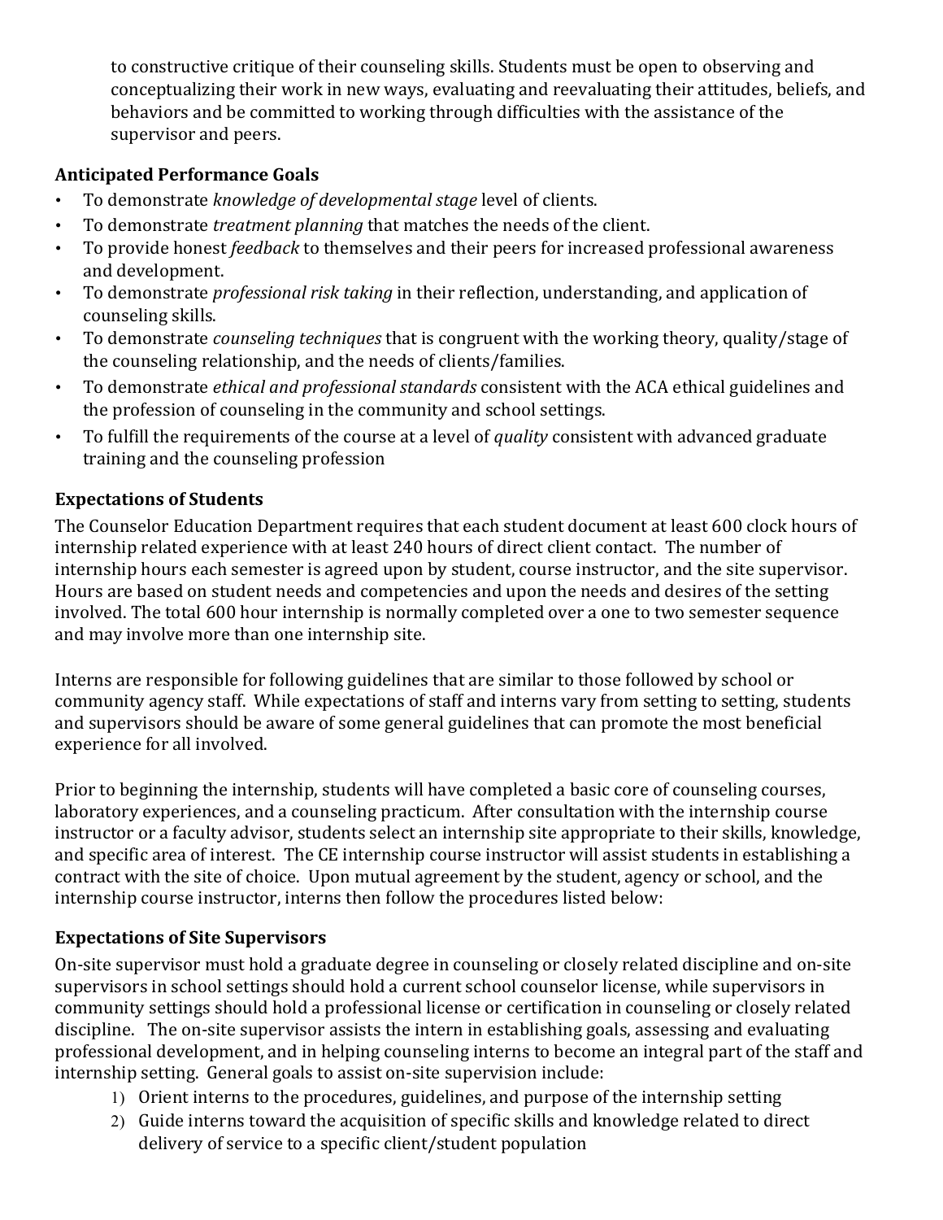to constructive critique of their counseling skills. Students must be open to observing and conceptualizing their work in new ways, evaluating and reevaluating their attitudes, beliefs, and behaviors and be committed to working through difficulties with the assistance of the supervisor and peers.

**Anticipated Performance Goals**

- To demonstrate *knowledge of developmental stage* level of clients.
- To demonstrate *treatment planning* that matches the needs of the client.
- To provide honest *feedback* to themselves and their peers for increased professional awareness and development.
- To demonstrate *professional risk taking* in their reflection, understanding, and application of counseling skills.
- To demonstrate *counseling techniques* that is congruent with the working theory, quality/stage of the counseling relationship, and the needs of clients/families.
- To demonstrate *ethical and professional standards* consistent with the ACA ethical guidelines and the profession of counseling in the community and school settings.
- To fulfill the requirements of the course at a level of *quality* consistent with advanced graduate training and the counseling profession

**Expectations of Students**

The Counselor Education Department requires that each student document at least 600 clock hours of internship related experience with at least 240 hours of direct client contact. The number of internship hours each semester is agreed upon by student, course instructor, and the site supervisor. Hours are based on student needs and competencies and upon the needs and desires of the setting involved. The total 600 hour internship is normally completed over a one to two semester sequence and may involve more than one internship site.

Interns are responsible for following guidelines that are similar to those followed by school or community agency staff. While expectations of staff and interns vary from setting to setting, students and supervisors should be aware of some general guidelines that can promote the most beneficial experience for all involved.

Prior to beginning the internship, students will have completed a basic core of counseling courses, laboratory experiences, and a counseling practicum. After consultation with the internship course instructor or a faculty advisor, students select an internship site appropriate to their skills, knowledge, and specific area of interest. The CE internship course instructor will assist students in establishing a contract with the site of choice. Upon mutual agreement by the student, agency or school, and the internship course instructor, interns then follow the procedures listed below:

**Expectations of Site Supervisors**

On-site supervisor must hold a graduate degree in counseling or closely related discipline and on-site supervisors in school settings should hold a current school counselor license, while supervisors in community settings should hold a professional license or certification in counseling or closely related discipline. The on-site supervisor assists the intern in establishing goals, assessing and evaluating professional development, and in helping counseling interns to become an integral part of the staff and internship setting. General goals to assist on-site supervision include:

1) Orient interns to the procedures, guidelines, and purpose of the internship setting
2) Guide interns toward the acquisition of specific skills and knowledge related to direct delivery of service to a specific client/student population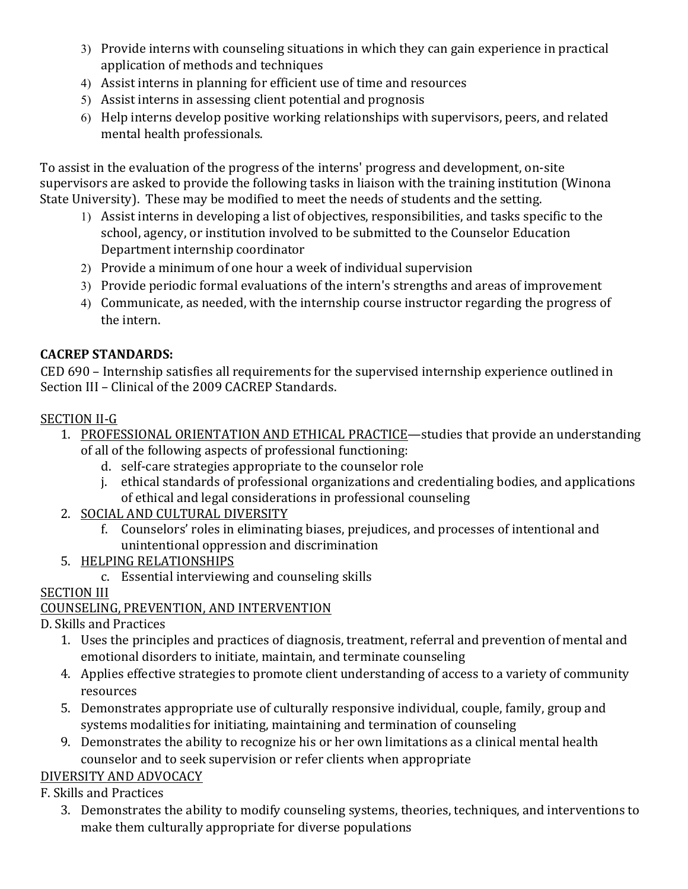3) Provide interns with counseling situations in which they can gain experience in practical application of methods and techniques
4) Assist interns in planning for efficient use of time and resources
5) Assist interns in assessing client potential and prognosis
6) Help interns develop positive working relationships with supervisors, peers, and related mental health professionals.

To assist in the evaluation of the progress of the interns' progress and development, on-site supervisors are asked to provide the following tasks in liaison with the training institution (Winona State University). These may be modified to meet the needs of students and the setting.

1) Assist interns in developing a list of objectives, responsibilities, and tasks specific to the school, agency, or institution involved to be submitted to the Counselor Education Department internship coordinator
2) Provide a minimum of one hour a week of individual supervision
3) Provide periodic formal evaluations of the intern's strengths and areas of improvement
4) Communicate, as needed, with the internship course instructor regarding the progress of the intern.

**CACREP STANDARDS:**

CED 690 – Internship satisfies all requirements for the supervised internship experience outlined in Section III – Clinical of the 2009 CACREP Standards.

<u>SECTION II-G</u>

1. <u>PROFESSIONAL ORIENTATION AND ETHICAL PRACTICE</u>—studies that provide an understanding of all of the following aspects of professional functioning:
   d. self-care strategies appropriate to the counselor role
   j. ethical standards of professional organizations and credentialing bodies, and applications of ethical and legal considerations in professional counseling
2. <u>SOCIAL AND CULTURAL DIVERSITY</u>
   f. Counselors' roles in eliminating biases, prejudices, and processes of intentional and unintentional oppression and discrimination
5. <u>HELPING RELATIONSHIPS</u>
   c. Essential interviewing and counseling skills

<u>SECTION III</u>

<u>COUNSELING, PREVENTION, AND INTERVENTION</u>

D. Skills and Practices

1. Uses the principles and practices of diagnosis, treatment, referral and prevention of mental and emotional disorders to initiate, maintain, and terminate counseling
4. Applies effective strategies to promote client understanding of access to a variety of community resources
5. Demonstrates appropriate use of culturally responsive individual, couple, family, group and systems modalities for initiating, maintaining and termination of counseling
9. Demonstrates the ability to recognize his or her own limitations as a clinical mental health counselor and to seek supervision or refer clients when appropriate

<u>DIVERSITY AND ADVOCACY</u>

F. Skills and Practices

3. Demonstrates the ability to modify counseling systems, theories, techniques, and interventions to make them culturally appropriate for diverse populations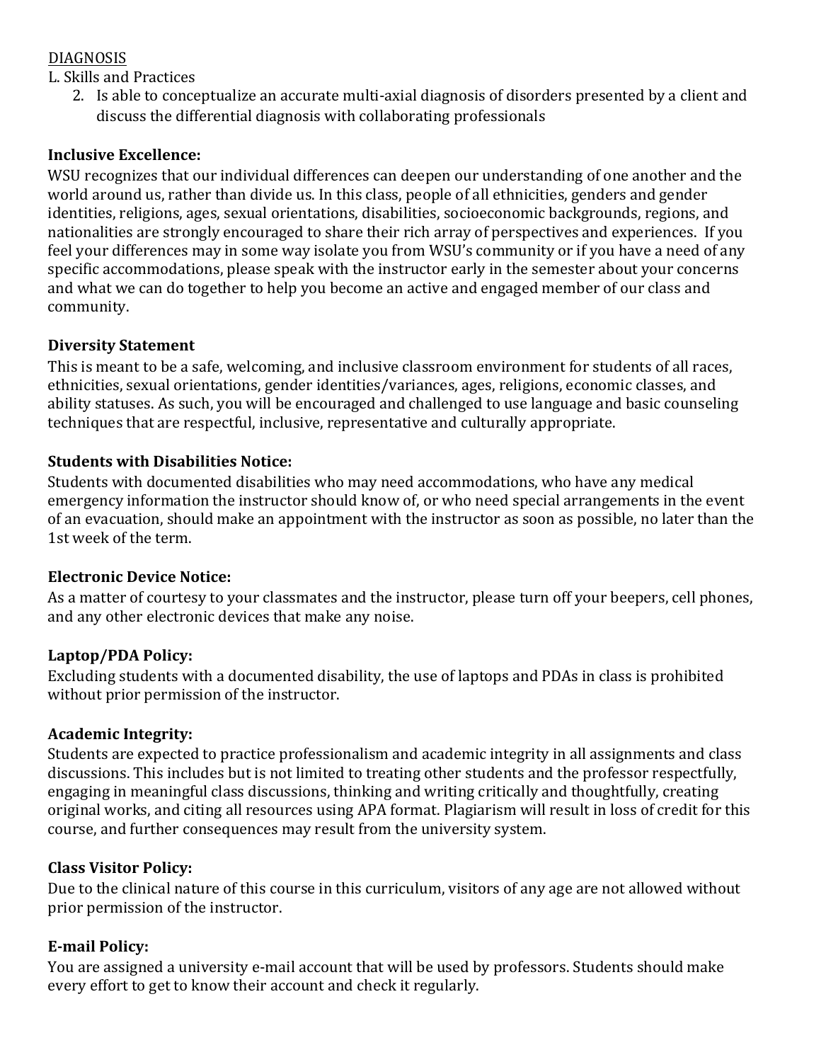DIAGNOSIS

L. Skills and Practices

2. Is able to conceptualize an accurate multi-axial diagnosis of disorders presented by a client and discuss the differential diagnosis with collaborating professionals

**Inclusive Excellence:**

WSU recognizes that our individual differences can deepen our understanding of one another and the world around us, rather than divide us. In this class, people of all ethnicities, genders and gender identities, religions, ages, sexual orientations, disabilities, socioeconomic backgrounds, regions, and nationalities are strongly encouraged to share their rich array of perspectives and experiences. If you feel your differences may in some way isolate you from WSU's community or if you have a need of any specific accommodations, please speak with the instructor early in the semester about your concerns and what we can do together to help you become an active and engaged member of our class and community.

**Diversity Statement**

This is meant to be a safe, welcoming, and inclusive classroom environment for students of all races, ethnicities, sexual orientations, gender identities/variances, ages, religions, economic classes, and ability statuses. As such, you will be encouraged and challenged to use language and basic counseling techniques that are respectful, inclusive, representative and culturally appropriate.

**Students with Disabilities Notice:**

Students with documented disabilities who may need accommodations, who have any medical emergency information the instructor should know of, or who need special arrangements in the event of an evacuation, should make an appointment with the instructor as soon as possible, no later than the 1st week of the term.

**Electronic Device Notice:**

As a matter of courtesy to your classmates and the instructor, please turn off your beepers, cell phones, and any other electronic devices that make any noise.

**Laptop/PDA Policy:**

Excluding students with a documented disability, the use of laptops and PDAs in class is prohibited without prior permission of the instructor.

**Academic Integrity:**

Students are expected to practice professionalism and academic integrity in all assignments and class discussions. This includes but is not limited to treating other students and the professor respectfully, engaging in meaningful class discussions, thinking and writing critically and thoughtfully, creating original works, and citing all resources using APA format. Plagiarism will result in loss of credit for this course, and further consequences may result from the university system.

**Class Visitor Policy:**

Due to the clinical nature of this course in this curriculum, visitors of any age are not allowed without prior permission of the instructor.

**E-mail Policy:**

You are assigned a university e-mail account that will be used by professors. Students should make every effort to get to know their account and check it regularly.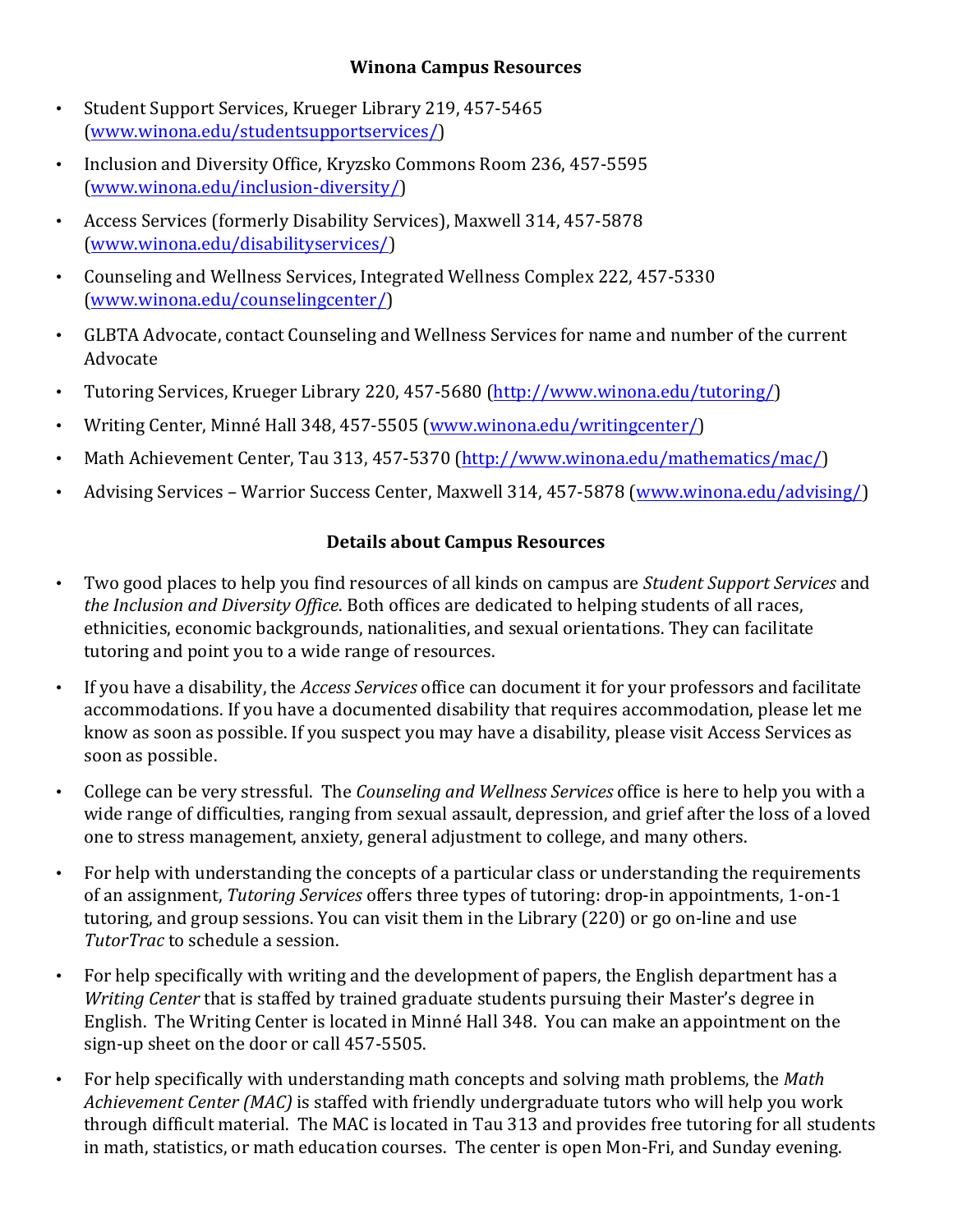## Winona Campus Resources

- Student Support Services, Krueger Library 219, 457-5465 (www.winona.edu/studentsupportservices/)
- Inclusion and Diversity Office, Kryzsko Commons Room 236, 457-5595 (www.winona.edu/inclusion-diversity/)
- Access Services (formerly Disability Services), Maxwell 314, 457-5878 (www.winona.edu/disabilityservices/)
- Counseling and Wellness Services, Integrated Wellness Complex 222, 457-5330 (www.winona.edu/counselingcenter/)
- GLBTA Advocate, contact Counseling and Wellness Services for name and number of the current Advocate
- Tutoring Services, Krueger Library 220, 457-5680 (http://www.winona.edu/tutoring/)
- Writing Center, Minné Hall 348, 457-5505 (www.winona.edu/writingcenter/)
- Math Achievement Center, Tau 313, 457-5370 (http://www.winona.edu/mathematics/mac/)
- Advising Services – Warrior Success Center, Maxwell 314, 457-5878 (www.winona.edu/advising/)

## Details about Campus Resources

- Two good places to help you find resources of all kinds on campus are *Student Support Services* and *the Inclusion and Diversity Office*. Both offices are dedicated to helping students of all races, ethnicities, economic backgrounds, nationalities, and sexual orientations. They can facilitate tutoring and point you to a wide range of resources.
- If you have a disability, the *Access Services* office can document it for your professors and facilitate accommodations. If you have a documented disability that requires accommodation, please let me know as soon as possible. If you suspect you may have a disability, please visit Access Services as soon as possible.
- College can be very stressful. The *Counseling and Wellness Services* office is here to help you with a wide range of difficulties, ranging from sexual assault, depression, and grief after the loss of a loved one to stress management, anxiety, general adjustment to college, and many others.
- For help with understanding the concepts of a particular class or understanding the requirements of an assignment, *Tutoring Services* offers three types of tutoring: drop-in appointments, 1-on-1 tutoring, and group sessions. You can visit them in the Library (220) or go on-line and use *TutorTrac* to schedule a session.
- For help specifically with writing and the development of papers, the English department has a *Writing Center* that is staffed by trained graduate students pursuing their Master's degree in English. The Writing Center is located in Minné Hall 348. You can make an appointment on the sign-up sheet on the door or call 457-5505.
- For help specifically with understanding math concepts and solving math problems, the *Math Achievement Center (MAC)* is staffed with friendly undergraduate tutors who will help you work through difficult material. The MAC is located in Tau 313 and provides free tutoring for all students in math, statistics, or math education courses. The center is open Mon-Fri, and Sunday evening.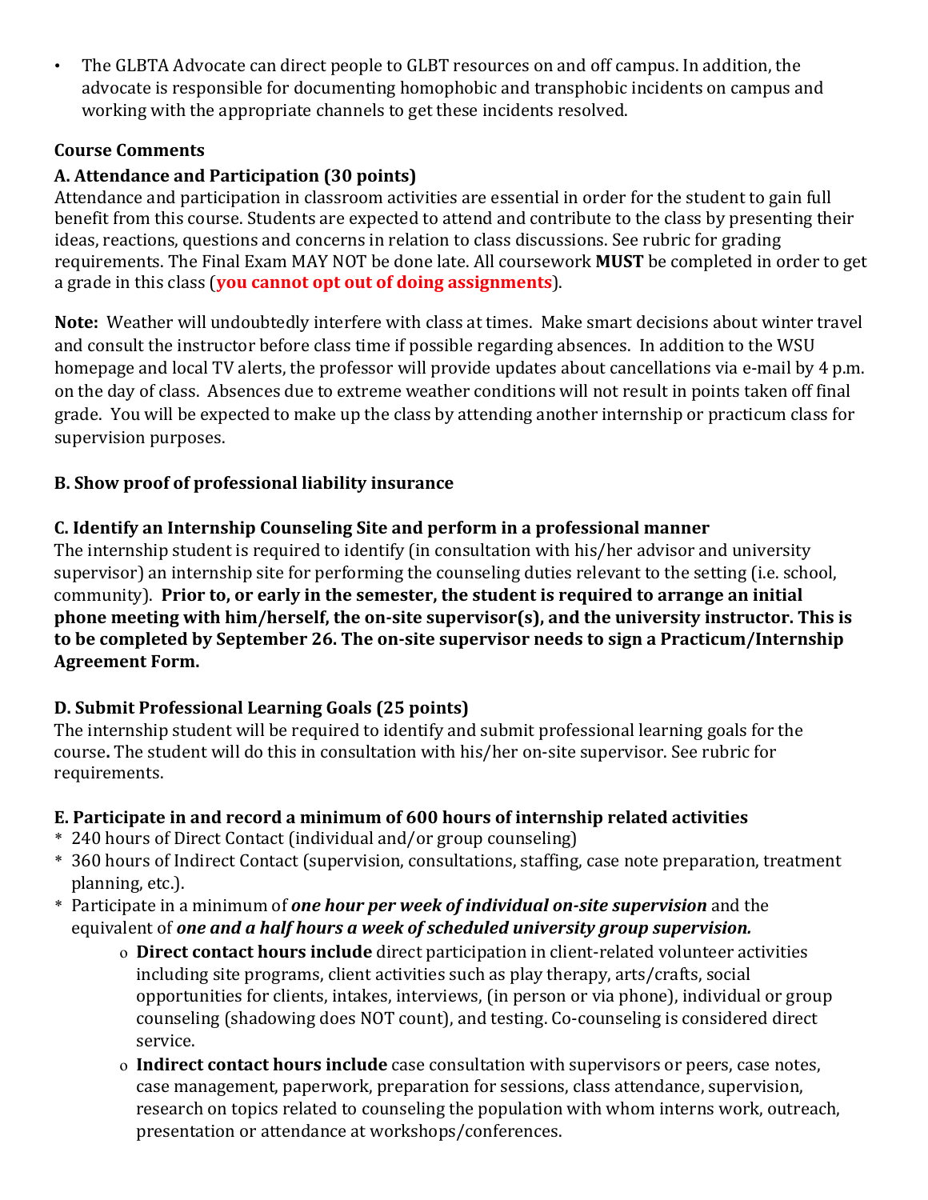- The GLBTA Advocate can direct people to GLBT resources on and off campus. In addition, the advocate is responsible for documenting homophobic and transphobic incidents on campus and working with the appropriate channels to get these incidents resolved.

**Course Comments**

**A. Attendance and Participation (30 points)**

Attendance and participation in classroom activities are essential in order for the student to gain full benefit from this course. Students are expected to attend and contribute to the class by presenting their ideas, reactions, questions and concerns in relation to class discussions. See rubric for grading requirements. The Final Exam MAY NOT be done late. All coursework **MUST** be completed in order to get a grade in this class (**you cannot opt out of doing assignments**).

**Note:** Weather will undoubtedly interfere with class at times. Make smart decisions about winter travel and consult the instructor before class time if possible regarding absences. In addition to the WSU homepage and local TV alerts, the professor will provide updates about cancellations via e-mail by 4 p.m. on the day of class. Absences due to extreme weather conditions will not result in points taken off final grade. You will be expected to make up the class by attending another internship or practicum class for supervision purposes.

**B. Show proof of professional liability insurance**

**C. Identify an Internship Counseling Site and perform in a professional manner**

The internship student is required to identify (in consultation with his/her advisor and university supervisor) an internship site for performing the counseling duties relevant to the setting (i.e. school, community). **Prior to, or early in the semester, the student is required to arrange an initial phone meeting with him/herself, the on-site supervisor(s), and the university instructor. This is to be completed by September 26. The on-site supervisor needs to sign a Practicum/Internship Agreement Form.**

**D. Submit Professional Learning Goals (25 points)**

The internship student will be required to identify and submit professional learning goals for the course**.** The student will do this in consultation with his/her on-site supervisor. See rubric for requirements.

**E. Participate in and record a minimum of 600 hours of internship related activities**

- 240 hours of Direct Contact (individual and/or group counseling)
- 360 hours of Indirect Contact (supervision, consultations, staffing, case note preparation, treatment planning, etc.).
- Participate in a minimum of ***one hour per week of individual on-site supervision*** and the equivalent of ***one and a half hours a week of scheduled university group supervision.***
  - **Direct contact hours include** direct participation in client-related volunteer activities including site programs, client activities such as play therapy, arts/crafts, social opportunities for clients, intakes, interviews, (in person or via phone), individual or group counseling (shadowing does NOT count), and testing. Co-counseling is considered direct service.
  - **Indirect contact hours include** case consultation with supervisors or peers, case notes, case management, paperwork, preparation for sessions, class attendance, supervision, research on topics related to counseling the population with whom interns work, outreach, presentation or attendance at workshops/conferences.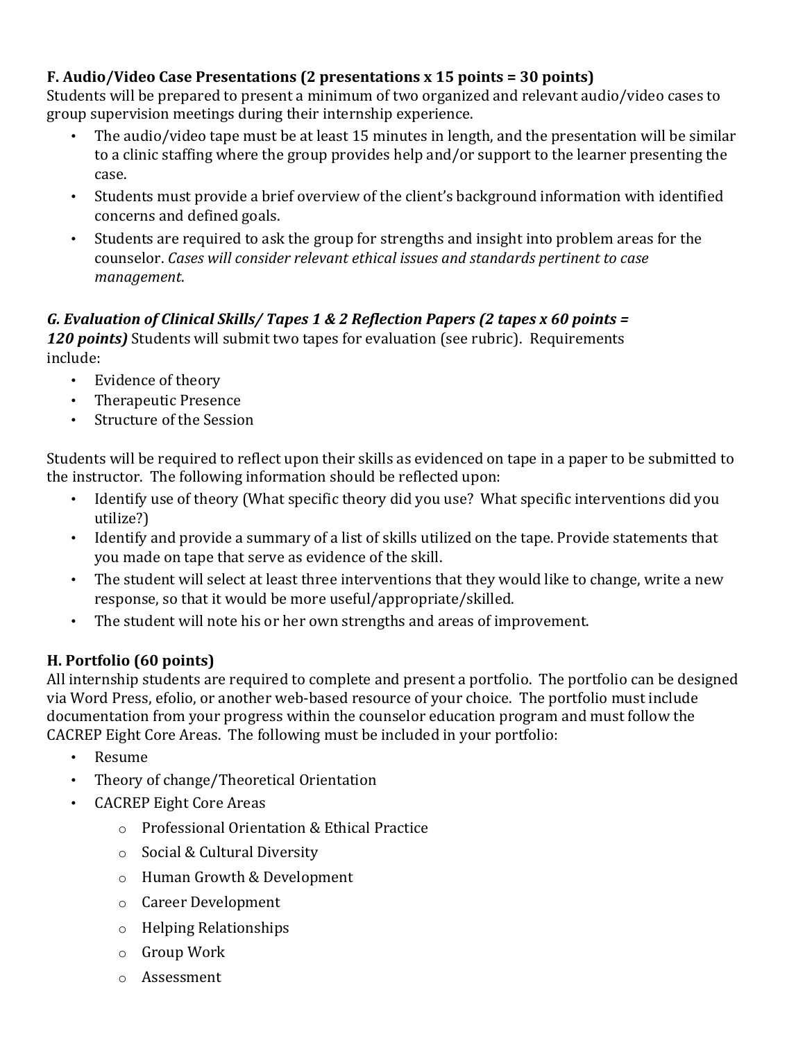### F. Audio/Video Case Presentations (2 presentations x 15 points = 30 points)

Students will be prepared to present a minimum of two organized and relevant audio/video cases to group supervision meetings during their internship experience.

- The audio/video tape must be at least 15 minutes in length, and the presentation will be similar to a clinic staffing where the group provides help and/or support to the learner presenting the case.
- Students must provide a brief overview of the client's background information with identified concerns and defined goals.
- Students are required to ask the group for strengths and insight into problem areas for the counselor. *Cases will consider relevant ethical issues and standards pertinent to case management*.

***G. Evaluation of Clinical Skills/ Tapes 1 & 2 Reflection Papers (2 tapes x 60 points = 120 points)*** Students will submit two tapes for evaluation (see rubric). Requirements include:

- Evidence of theory
- Therapeutic Presence
- Structure of the Session

Students will be required to reflect upon their skills as evidenced on tape in a paper to be submitted to the instructor. The following information should be reflected upon:

- Identify use of theory (What specific theory did you use? What specific interventions did you utilize?)
- Identify and provide a summary of a list of skills utilized on the tape. Provide statements that you made on tape that serve as evidence of the skill.
- The student will select at least three interventions that they would like to change, write a new response, so that it would be more useful/appropriate/skilled.
- The student will note his or her own strengths and areas of improvement.

### H. Portfolio (60 points)

All internship students are required to complete and present a portfolio. The portfolio can be designed via Word Press, efolio, or another web-based resource of your choice. The portfolio must include documentation from your progress within the counselor education program and must follow the CACREP Eight Core Areas. The following must be included in your portfolio:

- Resume
- Theory of change/Theoretical Orientation
- CACREP Eight Core Areas
  - Professional Orientation & Ethical Practice
  - Social & Cultural Diversity
  - Human Growth & Development
  - Career Development
  - Helping Relationships
  - Group Work
  - Assessment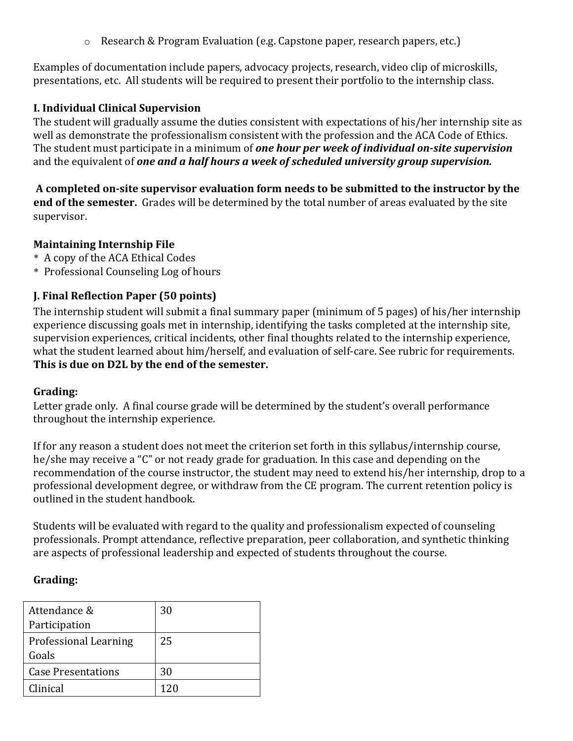- Research & Program Evaluation (e.g. Capstone paper, research papers, etc.)

Examples of documentation include papers, advocacy projects, research, video clip of microskills, presentations, etc. All students will be required to present their portfolio to the internship class.

**I. Individual Clinical Supervision**

The student will gradually assume the duties consistent with expectations of his/her internship site as well as demonstrate the professionalism consistent with the profession and the ACA Code of Ethics. The student must participate in a minimum of ***one hour per week of individual on-site supervision*** and the equivalent of ***one and a half hours a week of scheduled university group supervision.***

**A completed on-site supervisor evaluation form needs to be submitted to the instructor by the end of the semester.** Grades will be determined by the total number of areas evaluated by the site supervisor.

**Maintaining Internship File**

* A copy of the ACA Ethical Codes
* Professional Counseling Log of hours

**J. Final Reflection Paper (50 points)**

The internship student will submit a final summary paper (minimum of 5 pages) of his/her internship experience discussing goals met in internship, identifying the tasks completed at the internship site, supervision experiences, critical incidents, other final thoughts related to the internship experience, what the student learned about him/herself, and evaluation of self-care. See rubric for requirements. **This is due on D2L by the end of the semester.**

**Grading:**

Letter grade only. A final course grade will be determined by the student's overall performance throughout the internship experience.

If for any reason a student does not meet the criterion set forth in this syllabus/internship course, he/she may receive a "C" or not ready grade for graduation. In this case and depending on the recommendation of the course instructor, the student may need to extend his/her internship, drop to a professional development degree, or withdraw from the CE program. The current retention policy is outlined in the student handbook.

Students will be evaluated with regard to the quality and professionalism expected of counseling professionals. Prompt attendance, reflective preparation, peer collaboration, and synthetic thinking are aspects of professional leadership and expected of students throughout the course.

**Grading:**

| Attendance & Participation | 30 |
|---|---|
| Professional Learning Goals | 25 |
| Case Presentations | 30 |
| Clinical | 120 |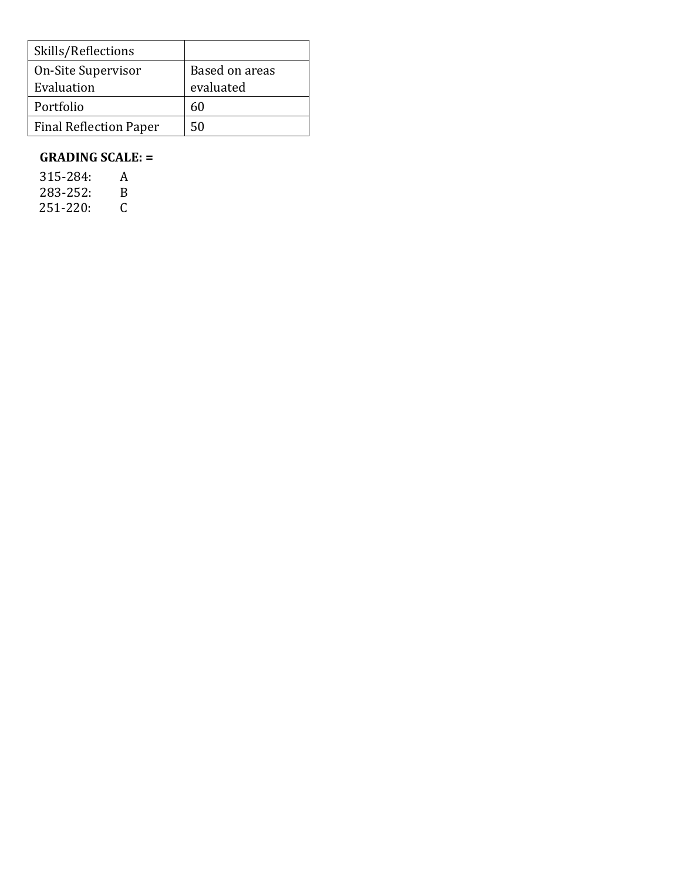| Skills/Reflections | |
| --- | --- |
| On-Site Supervisor Evaluation | Based on areas evaluated |
| Portfolio | 60 |
| Final Reflection Paper | 50 |

**GRADING SCALE: =**

315-284: A
283-252: B
251-220: C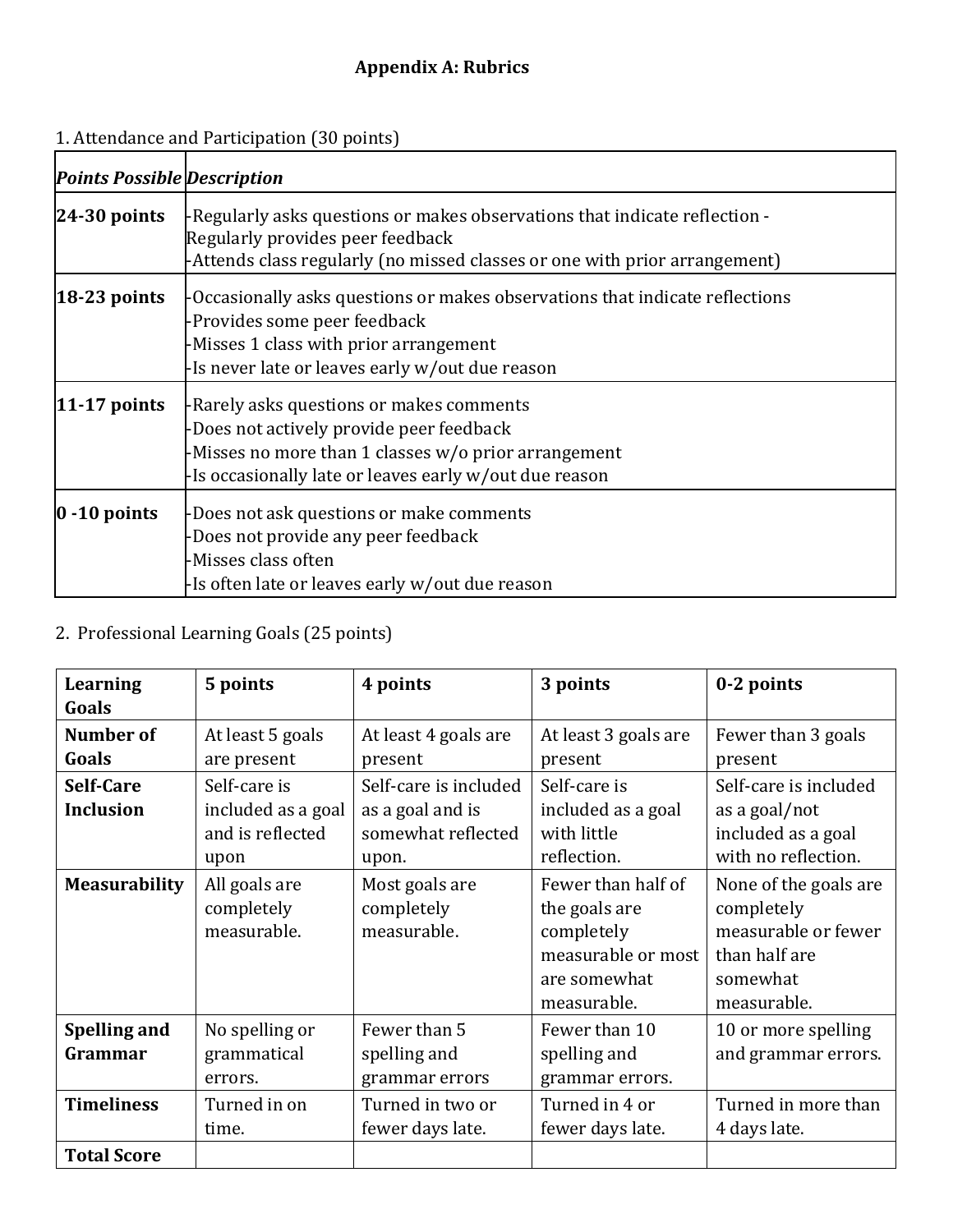# Appendix A: Rubrics

1. Attendance and Participation (30 points)

| ***Points Possible*** | ***Description*** |
|---|---|
| **24-30 points** | -Regularly asks questions or makes observations that indicate reflection -Regularly provides peer feedback<br>-Attends class regularly (no missed classes or one with prior arrangement) |
| **18-23 points** | -Occasionally asks questions or makes observations that indicate reflections<br>-Provides some peer feedback<br>-Misses 1 class with prior arrangement<br>-Is never late or leaves early w/out due reason |
| **11-17 points** | -Rarely asks questions or makes comments<br>-Does not actively provide peer feedback<br>-Misses no more than 1 classes w/o prior arrangement<br>-Is occasionally late or leaves early w/out due reason |
| **0 -10 points** | -Does not ask questions or make comments<br>-Does not provide any peer feedback<br>-Misses class often<br>-Is often late or leaves early w/out due reason |

2. Professional Learning Goals (25 points)

| **Learning Goals** | **5 points** | **4 points** | **3 points** | **0-2 points** |
|---|---|---|---|---|
| **Number of Goals** | At least 5 goals are present | At least 4 goals are present | At least 3 goals are present | Fewer than 3 goals present |
| **Self-Care Inclusion** | Self-care is included as a goal and is reflected upon | Self-care is included as a goal and is somewhat reflected upon. | Self-care is included as a goal with little reflection. | Self-care is included as a goal/not included as a goal with no reflection. |
| **Measurability** | All goals are completely measurable. | Most goals are completely measurable. | Fewer than half of the goals are completely measurable or most are somewhat measurable. | None of the goals are completely measurable or fewer than half are somewhat measurable. |
| **Spelling and Grammar** | No spelling or grammatical errors. | Fewer than 5 spelling and grammar errors | Fewer than 10 spelling and grammar errors. | 10 or more spelling and grammar errors. |
| **Timeliness** | Turned in on time. | Turned in two or fewer days late. | Turned in 4 or fewer days late. | Turned in more than 4 days late. |
| **Total Score** | | | | |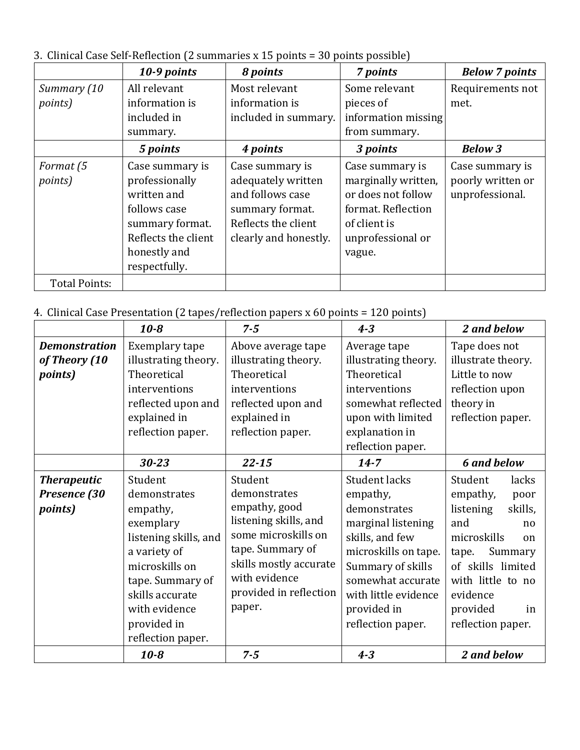3. Clinical Case Self-Reflection (2 summaries x 15 points = 30 points possible)

| | ***10-9 points*** | ***8 points*** | ***7 points*** | ***Below 7 points*** |
|---|---|---|---|---|
| *Summary (10 points)* | All relevant information is included in summary. | Most relevant information is included in summary. | Some relevant pieces of information missing from summary. | Requirements not met. |
| | ***5 points*** | ***4 points*** | ***3 points*** | ***Below 3*** |
| *Format (5 points)* | Case summary is professionally written and follows case summary format. Reflects the client honestly and respectfully. | Case summary is adequately written and follows case summary format. Reflects the client clearly and honestly. | Case summary is marginally written, or does not follow format. Reflection of client is unprofessional or vague. | Case summary is poorly written or unprofessional. |
| Total Points: | | | | |

4. Clinical Case Presentation (2 tapes/reflection papers x 60 points = 120 points)

| | ***10-8*** | ***7-5*** | ***4-3*** | ***2 and below*** |
|---|---|---|---|---|
| ***Demonstration of Theory (10 points)*** | Exemplary tape illustrating theory. Theoretical interventions reflected upon and explained in reflection paper. | Above average tape illustrating theory. Theoretical interventions reflected upon and explained in reflection paper. | Average tape illustrating theory. Theoretical interventions somewhat reflected upon with limited explanation in reflection paper. | Tape does not illustrate theory. Little to now reflection upon theory in reflection paper. |
| | ***30-23*** | ***22-15*** | ***14-7*** | ***6 and below*** |
| ***Therapeutic Presence (30 points)*** | Student demonstrates empathy, exemplary listening skills, and a variety of microskills on tape. Summary of skills accurate with evidence provided in reflection paper. | Student demonstrates empathy, good listening skills, and some microskills on tape. Summary of skills mostly accurate with evidence provided in reflection paper. | Student lacks empathy, demonstrates marginal listening skills, and few microskills on tape. Summary of skills somewhat accurate with little evidence provided in reflection paper. | Student lacks empathy, poor listening skills, and no microskills on tape. Summary of skills limited with little to no evidence provided in reflection paper. |
| | ***10-8*** | ***7-5*** | ***4-3*** | ***2 and below*** |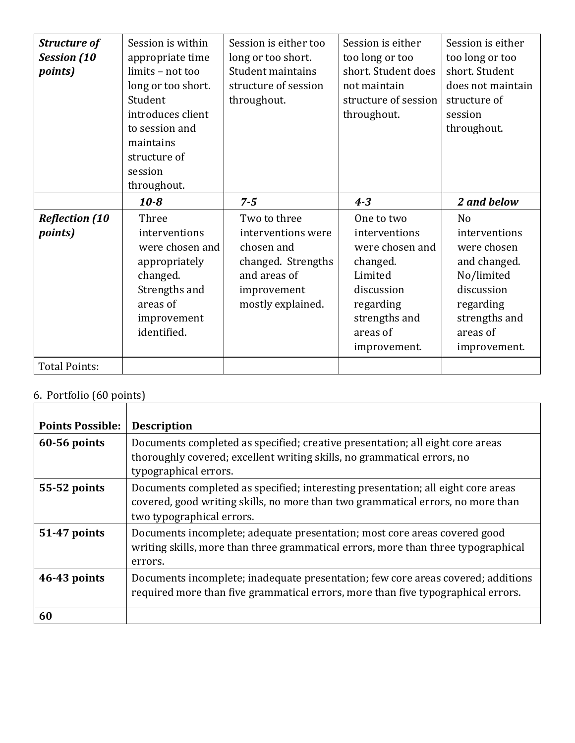| | | | | |
|---|---|---|---|---|
| ***Structure of Session (10 points)*** | Session is within appropriate time limits – not too long or too short. Student introduces client to session and maintains structure of session throughout. | Session is either too long or too short. Student maintains structure of session throughout. | Session is either too long or too short. Student does not maintain structure of session throughout. | Session is either too long or too short. Student does not maintain structure of session throughout. |
| | ***10-8*** | ***7-5*** | ***4-3*** | ***2 and below*** |
| ***Reflection (10 points)*** | Three interventions were chosen and appropriately changed. Strengths and areas of improvement identified. | Two to three interventions were chosen and changed. Strengths and areas of improvement mostly explained. | One to two interventions were chosen and changed. Limited discussion regarding strengths and areas of improvement. | No interventions were chosen and changed. No/limited discussion regarding strengths and areas of improvement. |
| Total Points: | | | | |

6. Portfolio (60 points)

| **Points Possible:** | **Description** |
|---|---|
| **60-56 points** | Documents completed as specified; creative presentation; all eight core areas thoroughly covered; excellent writing skills, no grammatical errors, no typographical errors. |
| **55-52 points** | Documents completed as specified; interesting presentation; all eight core areas covered, good writing skills, no more than two grammatical errors, no more than two typographical errors. |
| **51-47 points** | Documents incomplete; adequate presentation; most core areas covered good writing skills, more than three grammatical errors, more than three typographical errors. |
| **46-43 points** | Documents incomplete; inadequate presentation; few core areas covered; additions required more than five grammatical errors, more than five typographical errors. |
| **60** | |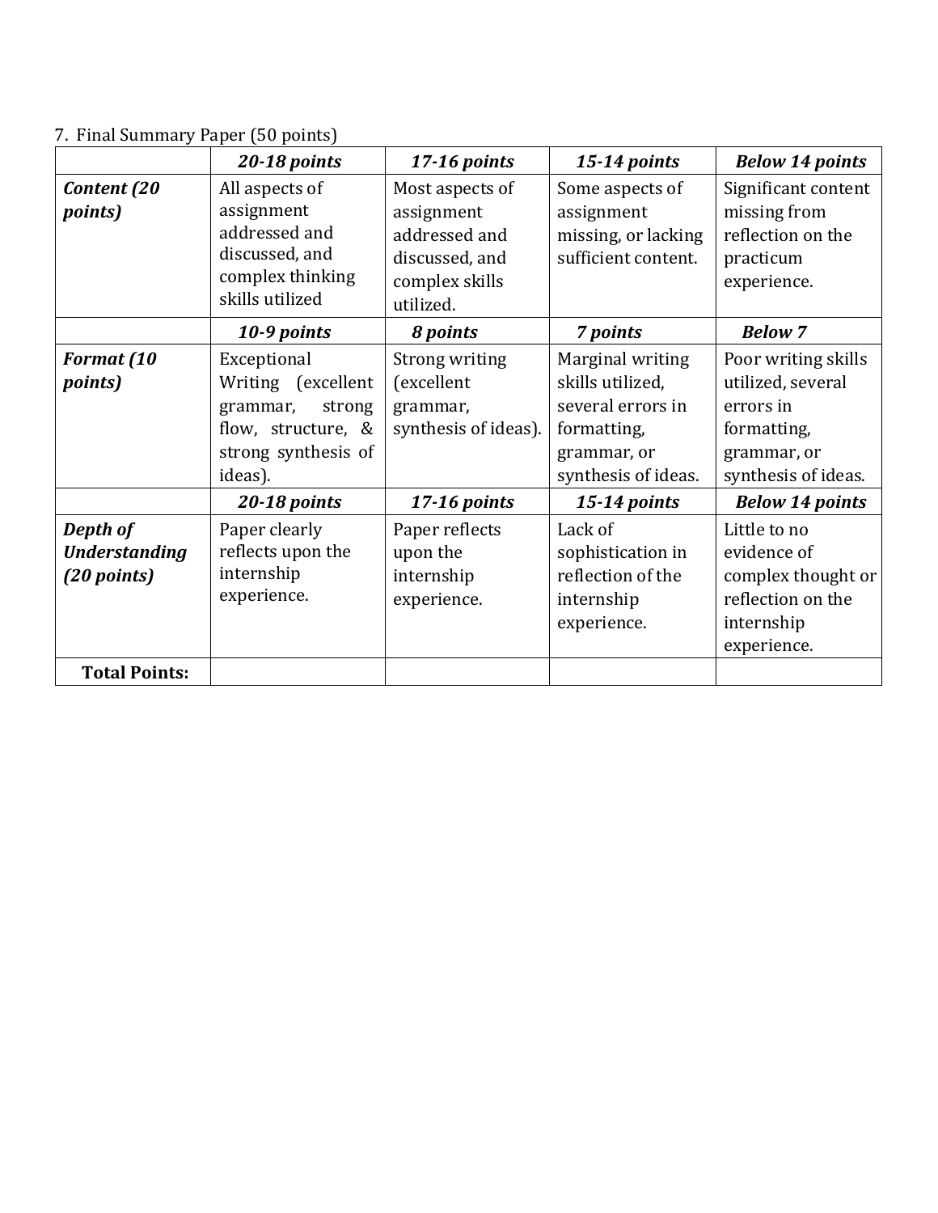7. Final Summary Paper (50 points)

| | ***20-18 points*** | ***17-16 points*** | ***15-14 points*** | ***Below 14 points*** |
|---|---|---|---|---|
| ***Content (20 points)*** | All aspects of assignment addressed and discussed, and complex thinking skills utilized | Most aspects of assignment addressed and discussed, and complex skills utilized. | Some aspects of assignment missing, or lacking sufficient content. | Significant content missing from reflection on the practicum experience. |
| | ***10-9 points*** | ***8 points*** | ***7 points*** | ***Below 7*** |
| ***Format (10 points)*** | Exceptional Writing (excellent grammar, strong flow, structure, & strong synthesis of ideas). | Strong writing (excellent grammar, synthesis of ideas). | Marginal writing skills utilized, several errors in formatting, grammar, or synthesis of ideas. | Poor writing skills utilized, several errors in formatting, grammar, or synthesis of ideas. |
| | ***20-18 points*** | ***17-16 points*** | ***15-14 points*** | ***Below 14 points*** |
| ***Depth of Understanding (20 points)*** | Paper clearly reflects upon the internship experience. | Paper reflects upon the internship experience. | Lack of sophistication in reflection of the internship experience. | Little to no evidence of complex thought or reflection on the internship experience. |
| **Total Points:** | | | | |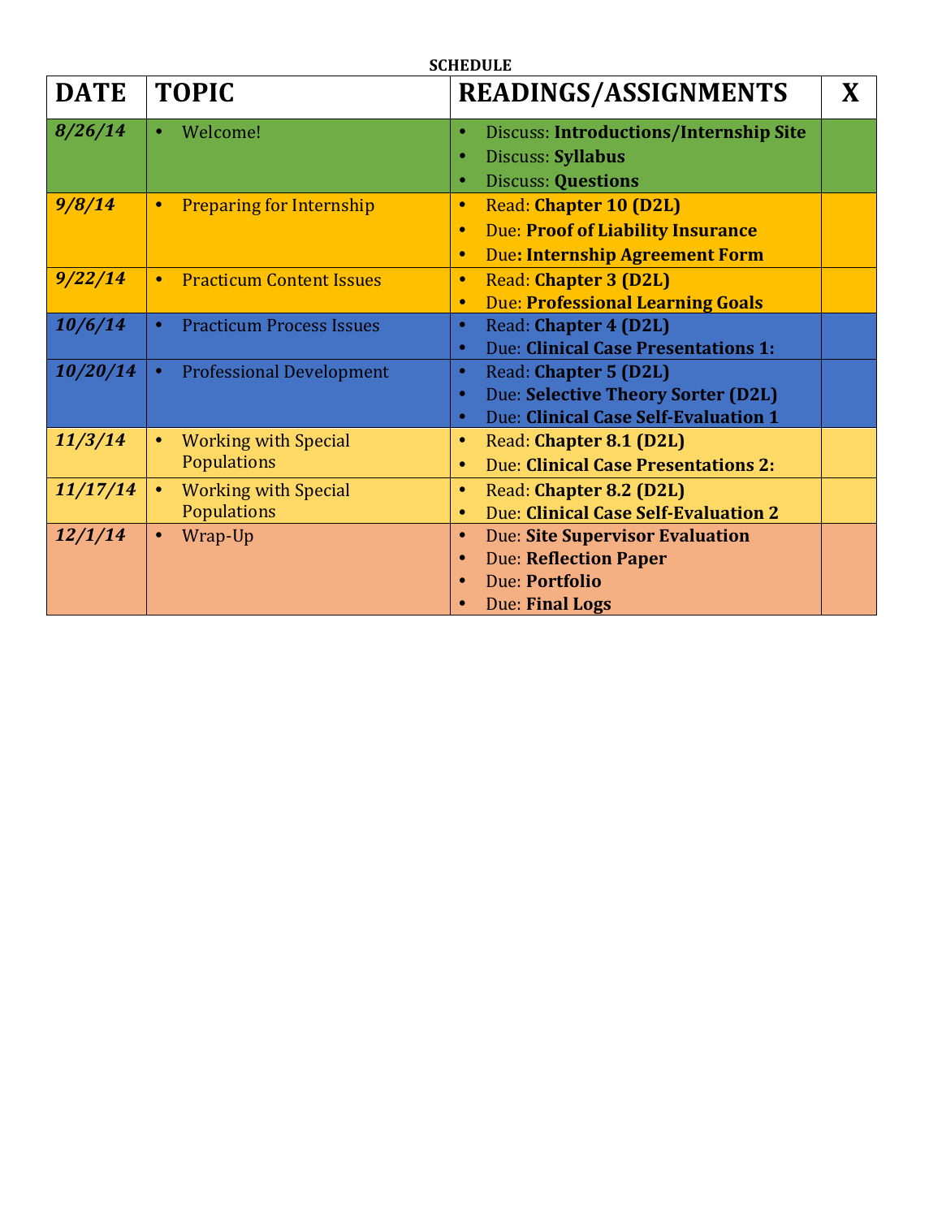**SCHEDULE**

| DATE | TOPIC | READINGS/ASSIGNMENTS | X |
|---|---|---|---|
| *8/26/14* | • Welcome! | • Discuss: **Introductions/Internship Site**<br>• Discuss: **Syllabus**<br>• Discuss: **Questions** | |
| *9/8/14* | • Preparing for Internship | • Read: **Chapter 10 (D2L)**<br>• Due: **Proof of Liability Insurance**<br>• Due**: Internship Agreement Form** | |
| *9/22/14* | • Practicum Content Issues | • Read: **Chapter 3 (D2L)**<br>• Due: **Professional Learning Goals** | |
| *10/6/14* | • Practicum Process Issues | • Read: **Chapter 4 (D2L)**<br>• Due: **Clinical Case Presentations 1:** | |
| *10/20/14* | • Professional Development | • Read: **Chapter 5 (D2L)**<br>• Due: **Selective Theory Sorter (D2L)**<br>• Due: **Clinical Case Self-Evaluation 1** | |
| *11/3/14* | • Working with Special Populations | • Read: **Chapter 8.1 (D2L)**<br>• Due: **Clinical Case Presentations 2:** | |
| *11/17/14* | • Working with Special Populations | • Read: **Chapter 8.2 (D2L)**<br>• Due: **Clinical Case Self-Evaluation 2** | |
| *12/1/14* | • Wrap-Up | • Due: **Site Supervisor Evaluation**<br>• Due: **Reflection Paper**<br>• Due: **Portfolio**<br>• Due: **Final Logs** | |